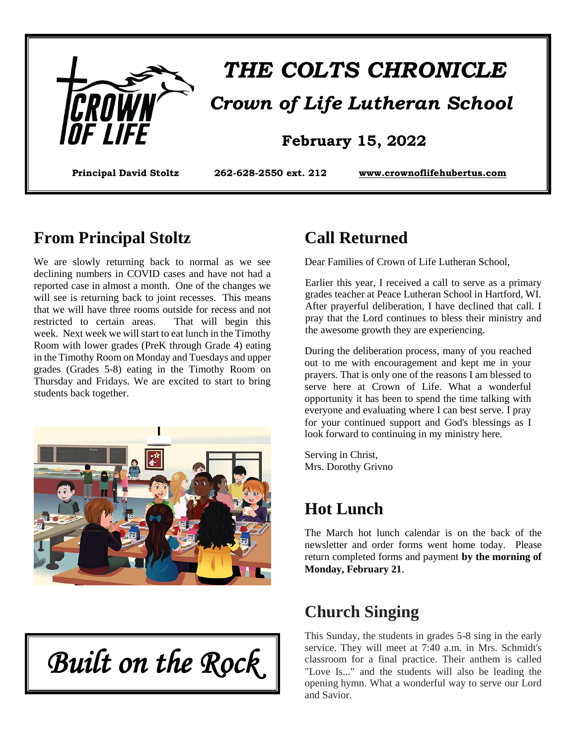# THE COLTS CHRONICLE

## Crown of Life Lutheran School

**February 15, 2022**

**Principal David Stoltz** **262-628-2550 ext. 212** **www.crownoflifehubertus.com**

## From Principal Stoltz

We are slowly returning back to normal as we see declining numbers in COVID cases and have not had a reported case in almost a month. One of the changes we will see is returning back to joint recesses. This means that we will have three rooms outside for recess and not restricted to certain areas. That will begin this week. Next week we will start to eat lunch in the Timothy Room with lower grades (PreK through Grade 4) eating in the Timothy Room on Monday and Tuesdays and upper grades (Grades 5-8) eating in the Timothy Room on Thursday and Fridays. We are excited to start to bring students back together.

*Built on the Rock*

## Call Returned

Dear Families of Crown of Life Lutheran School,

Earlier this year, I received a call to serve as a primary grades teacher at Peace Lutheran School in Hartford, WI. After prayerful deliberation, I have declined that call. I pray that the Lord continues to bless their ministry and the awesome growth they are experiencing.

During the deliberation process, many of you reached out to me with encouragement and kept me in your prayers. That is only one of the reasons I am blessed to serve here at Crown of Life. What a wonderful opportunity it has been to spend the time talking with everyone and evaluating where I can best serve. I pray for your continued support and God's blessings as I look forward to continuing in my ministry here.

Serving in Christ,
Mrs. Dorothy Grivno

## Hot Lunch

The March hot lunch calendar is on the back of the newsletter and order forms went home today. Please return completed forms and payment **by the morning of Monday, February 21**.

## Church Singing

This Sunday, the students in grades 5-8 sing in the early service. They will meet at 7:40 a.m. in Mrs. Schmidt's classroom for a final practice. Their anthem is called "Love Is..." and the students will also be leading the opening hymn. What a wonderful way to serve our Lord and Savior.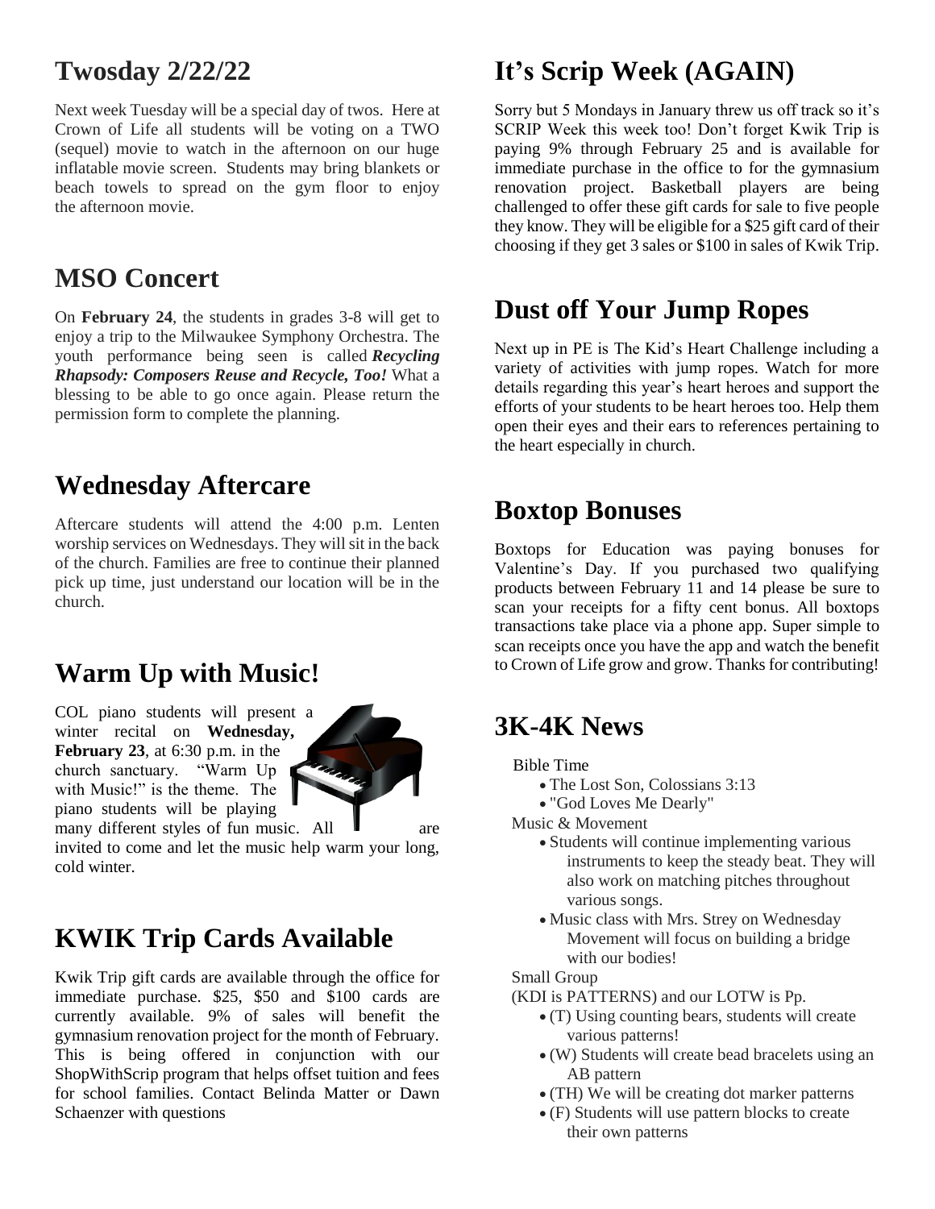## Twosday 2/22/22

Next week Tuesday will be a special day of twos. Here at Crown of Life all students will be voting on a TWO (sequel) movie to watch in the afternoon on our huge inflatable movie screen. Students may bring blankets or beach towels to spread on the gym floor to enjoy the afternoon movie.

## MSO Concert

On **February 24**, the students in grades 3-8 will get to enjoy a trip to the Milwaukee Symphony Orchestra. The youth performance being seen is called ***Recycling Rhapsody: Composers Reuse and Recycle, Too!*** What a blessing to be able to go once again. Please return the permission form to complete the planning.

## Wednesday Aftercare

Aftercare students will attend the 4:00 p.m. Lenten worship services on Wednesdays. They will sit in the back of the church. Families are free to continue their planned pick up time, just understand our location will be in the church.

## Warm Up with Music!

COL piano students will present a winter recital on **Wednesday, February 23**, at 6:30 p.m. in the church sanctuary. "Warm Up with Music!" is the theme. The piano students will be playing many different styles of fun music. All are invited to come and let the music help warm your long, cold winter.

## KWIK Trip Cards Available

Kwik Trip gift cards are available through the office for immediate purchase. $25, $50 and $100 cards are currently available. 9% of sales will benefit the gymnasium renovation project for the month of February. This is being offered in conjunction with our ShopWithScrip program that helps offset tuition and fees for school families. Contact Belinda Matter or Dawn Schaenzer with questions

## It's Scrip Week (AGAIN)

Sorry but 5 Mondays in January threw us off track so it's SCRIP Week this week too! Don't forget Kwik Trip is paying 9% through February 25 and is available for immediate purchase in the office to for the gymnasium renovation project. Basketball players are being challenged to offer these gift cards for sale to five people they know. They will be eligible for a $25 gift card of their choosing if they get 3 sales or $100 in sales of Kwik Trip.

## Dust off Your Jump Ropes

Next up in PE is The Kid's Heart Challenge including a variety of activities with jump ropes. Watch for more details regarding this year's heart heroes and support the efforts of your students to be heart heroes too. Help them open their eyes and their ears to references pertaining to the heart especially in church.

## Boxtop Bonuses

Boxtops for Education was paying bonuses for Valentine's Day. If you purchased two qualifying products between February 11 and 14 please be sure to scan your receipts for a fifty cent bonus. All boxtops transactions take place via a phone app. Super simple to scan receipts once you have the app and watch the benefit to Crown of Life grow and grow. Thanks for contributing!

## 3K-4K News

Bible Time

- The Lost Son, Colossians 3:13
- "God Loves Me Dearly"

Music & Movement

- Students will continue implementing various instruments to keep the steady beat. They will also work on matching pitches throughout various songs.
- Music class with Mrs. Strey on Wednesday Movement will focus on building a bridge with our bodies!

Small Group

(KDI is PATTERNS) and our LOTW is Pp.

- (T) Using counting bears, students will create various patterns!
- (W) Students will create bead bracelets using an AB pattern
- (TH) We will be creating dot marker patterns
- (F) Students will use pattern blocks to create their own patterns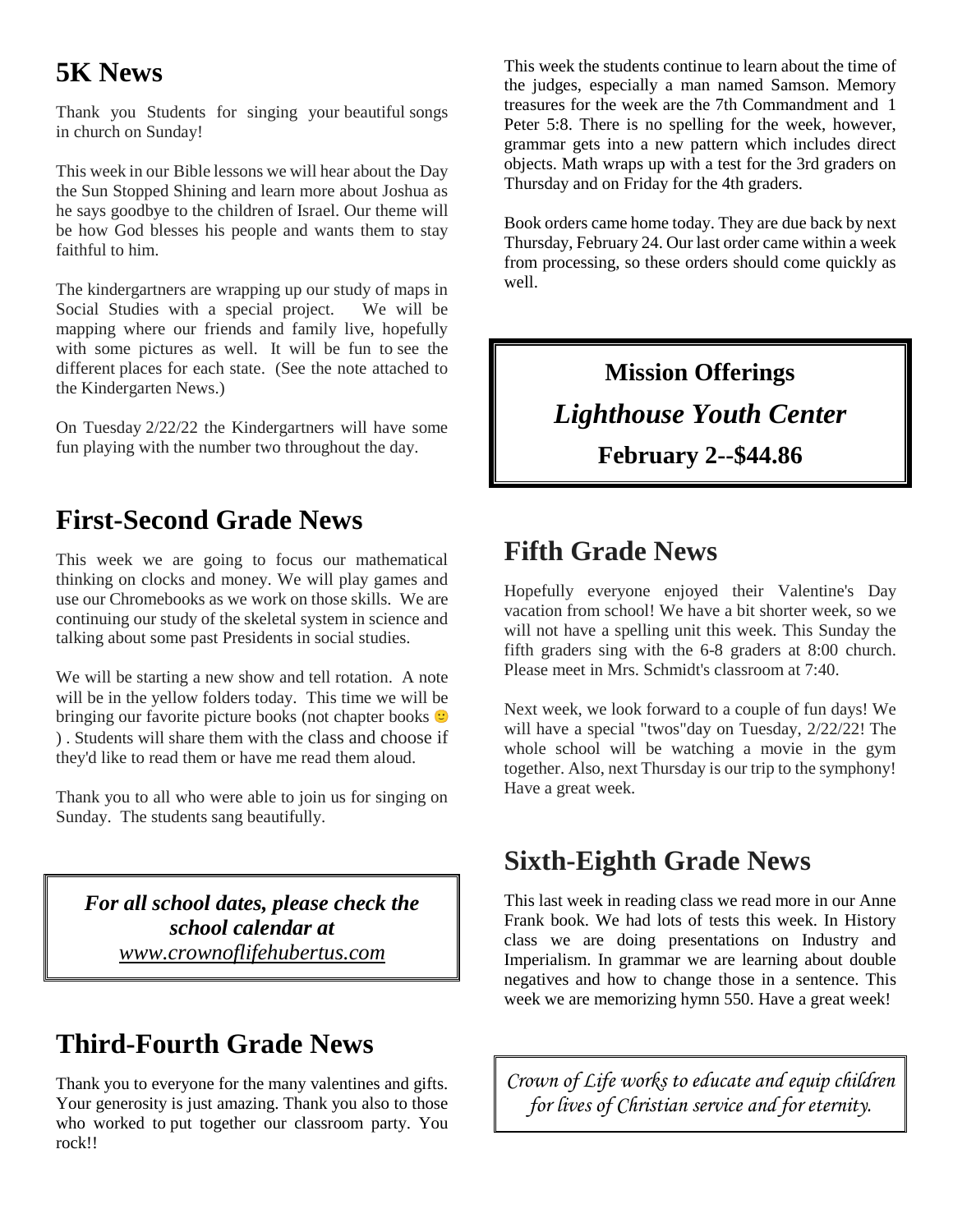## 5K News

Thank you Students for singing your beautiful songs in church on Sunday!

This week in our Bible lessons we will hear about the Day the Sun Stopped Shining and learn more about Joshua as he says goodbye to the children of Israel. Our theme will be how God blesses his people and wants them to stay faithful to him.

The kindergartners are wrapping up our study of maps in Social Studies with a special project. We will be mapping where our friends and family live, hopefully with some pictures as well. It will be fun to see the different places for each state. (See the note attached to the Kindergarten News.)

On Tuesday 2/22/22 the Kindergartners will have some fun playing with the number two throughout the day.

## First-Second Grade News

This week we are going to focus our mathematical thinking on clocks and money. We will play games and use our Chromebooks as we work on those skills. We are continuing our study of the skeletal system in science and talking about some past Presidents in social studies.

We will be starting a new show and tell rotation. A note will be in the yellow folders today. This time we will be bringing our favorite picture books (not chapter books 🙂 ). Students will share them with the class and choose if they'd like to read them or have me read them aloud.

Thank you to all who were able to join us for singing on Sunday. The students sang beautifully.

***For all school dates, please check the school calendar at*** *www.crownoflifehubertus.com*

## Third-Fourth Grade News

Thank you to everyone for the many valentines and gifts. Your generosity is just amazing. Thank you also to those who worked to put together our classroom party. You rock!!

This week the students continue to learn about the time of the judges, especially a man named Samson. Memory treasures for the week are the 7th Commandment and 1 Peter 5:8. There is no spelling for the week, however, grammar gets into a new pattern which includes direct objects. Math wraps up with a test for the 3rd graders on Thursday and on Friday for the 4th graders.

Book orders came home today. They are due back by next Thursday, February 24. Our last order came within a week from processing, so these orders should come quickly as well.

**Mission Offerings**

***Lighthouse Youth Center***

**February 2--$44.86**

## Fifth Grade News

Hopefully everyone enjoyed their Valentine's Day vacation from school! We have a bit shorter week, so we will not have a spelling unit this week. This Sunday the fifth graders sing with the 6-8 graders at 8:00 church. Please meet in Mrs. Schmidt's classroom at 7:40.

Next week, we look forward to a couple of fun days! We will have a special "twos"day on Tuesday, 2/22/22! The whole school will be watching a movie in the gym together. Also, next Thursday is our trip to the symphony! Have a great week.

## Sixth-Eighth Grade News

This last week in reading class we read more in our Anne Frank book. We had lots of tests this week. In History class we are doing presentations on Industry and Imperialism. In grammar we are learning about double negatives and how to change those in a sentence. This week we are memorizing hymn 550. Have a great week!

*Crown of Life works to educate and equip children for lives of Christian service and for eternity.*